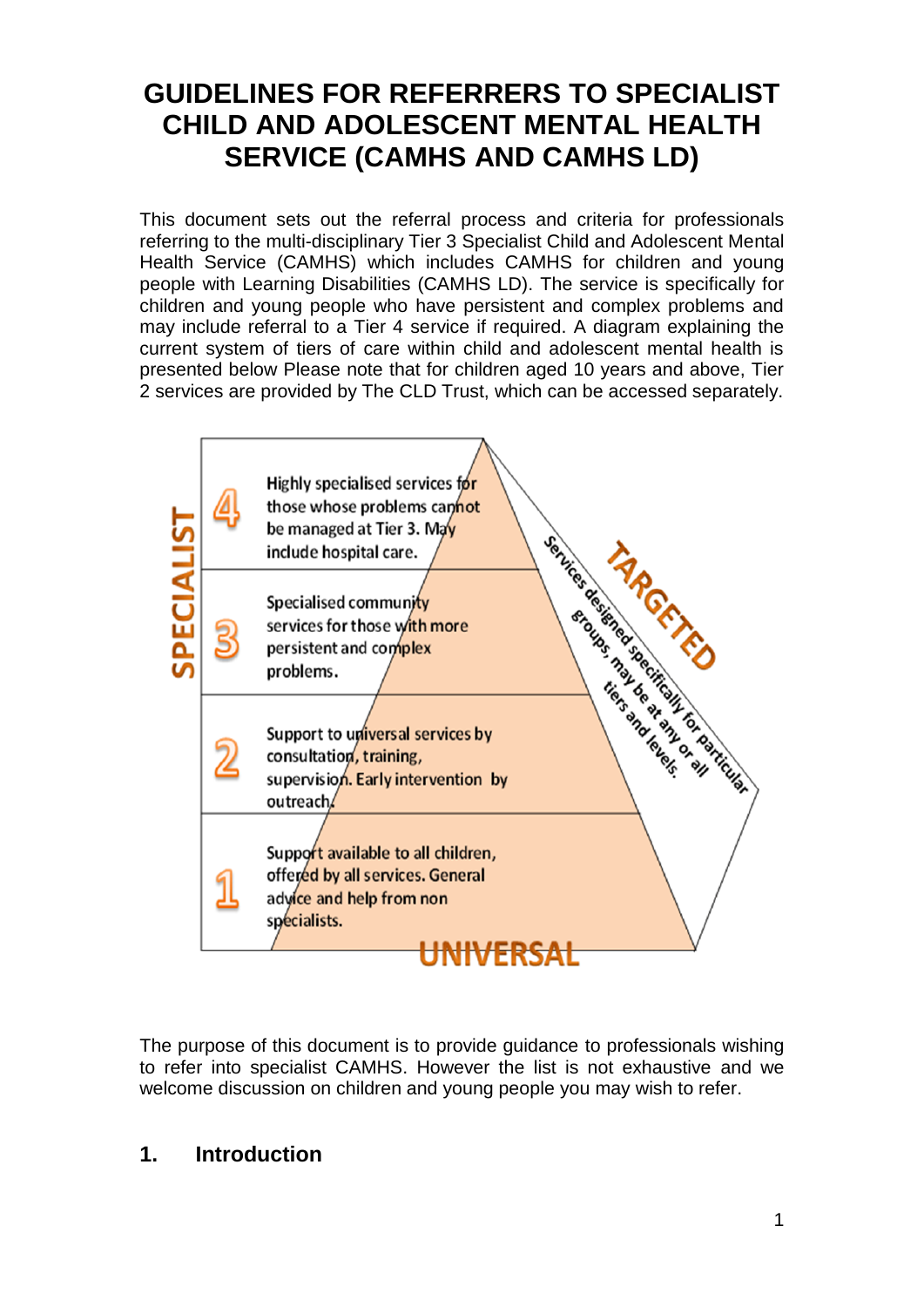# GUIDELINES FOR REFERRERS TO SPECIALIST CHILD AND ADOLESCENT MENTAL HEALTH SERVICE (CAMHS AND CAMHS LD)

This document sets out the referral process and criteria for professionals referring to the multi-disciplinary Tier 3 Specialist Child and Adolescent Mental Health Service (CAMHS) which includes CAMHS for children and young people with Learning Disabilities (CAMHS LD). The service is specifically for children and young people who have persistent and complex problems and may include referral to a Tier 4 service if required. A diagram explaining the current system of tiers of care within child and adolescent mental health is presented below Please note that for children aged 10 years and above, Tier 2 services are provided by The CLD Trust, which can be accessed separately.

**SPECIALIST**

4 Highly specialised services for those whose problems cannot be managed at Tier 3. May include hospital care.

3 Specialised community services for those with more persistent and complex problems.

2 Support to universal services by consultation, training, supervision. Early intervention by outreach.

1 Support available to all children, offered by all services. General advice and help from non specialists.

**UNIVERSAL**

**TARGETED** Services designed specifically for particular groups, may be at any or all tiers and levels.

The purpose of this document is to provide guidance to professionals wishing to refer into specialist CAMHS. However the list is not exhaustive and we welcome discussion on children and young people you may wish to refer.

## 1. Introduction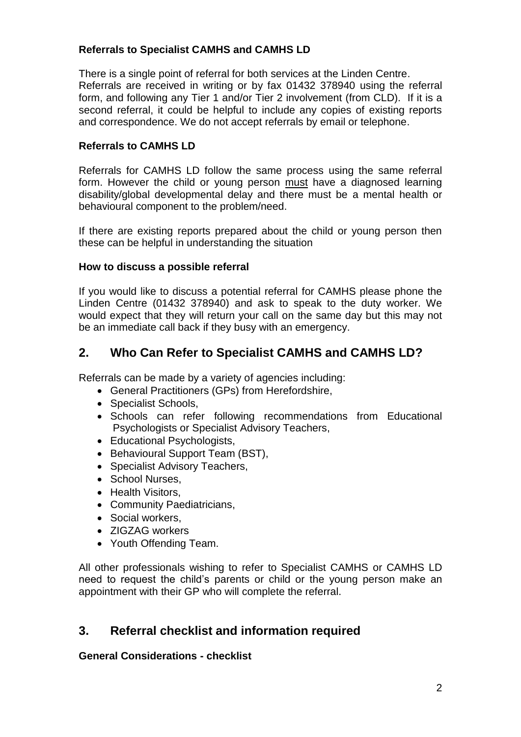**Referrals to Specialist CAMHS and CAMHS LD**

There is a single point of referral for both services at the Linden Centre. Referrals are received in writing or by fax 01432 378940 using the referral form, and following any Tier 1 and/or Tier 2 involvement (from CLD). If it is a second referral, it could be helpful to include any copies of existing reports and correspondence. We do not accept referrals by email or telephone.

**Referrals to CAMHS LD**

Referrals for CAMHS LD follow the same process using the same referral form. However the child or young person <u>must</u> have a diagnosed learning disability/global developmental delay and there must be a mental health or behavioural component to the problem/need.

If there are existing reports prepared about the child or young person then these can be helpful in understanding the situation

**How to discuss a possible referral**

If you would like to discuss a potential referral for CAMHS please phone the Linden Centre (01432 378940) and ask to speak to the duty worker. We would expect that they will return your call on the same day but this may not be an immediate call back if they busy with an emergency.

## 2. Who Can Refer to Specialist CAMHS and CAMHS LD?

Referrals can be made by a variety of agencies including:

- General Practitioners (GPs) from Herefordshire,
- Specialist Schools,
- Schools can refer following recommendations from Educational Psychologists or Specialist Advisory Teachers,
- Educational Psychologists,
- Behavioural Support Team (BST),
- Specialist Advisory Teachers,
- School Nurses,
- Health Visitors,
- Community Paediatricians,
- Social workers,
- ZIGZAG workers
- Youth Offending Team.

All other professionals wishing to refer to Specialist CAMHS or CAMHS LD need to request the child's parents or child or the young person make an appointment with their GP who will complete the referral.

## 3. Referral checklist and information required

**General Considerations - checklist**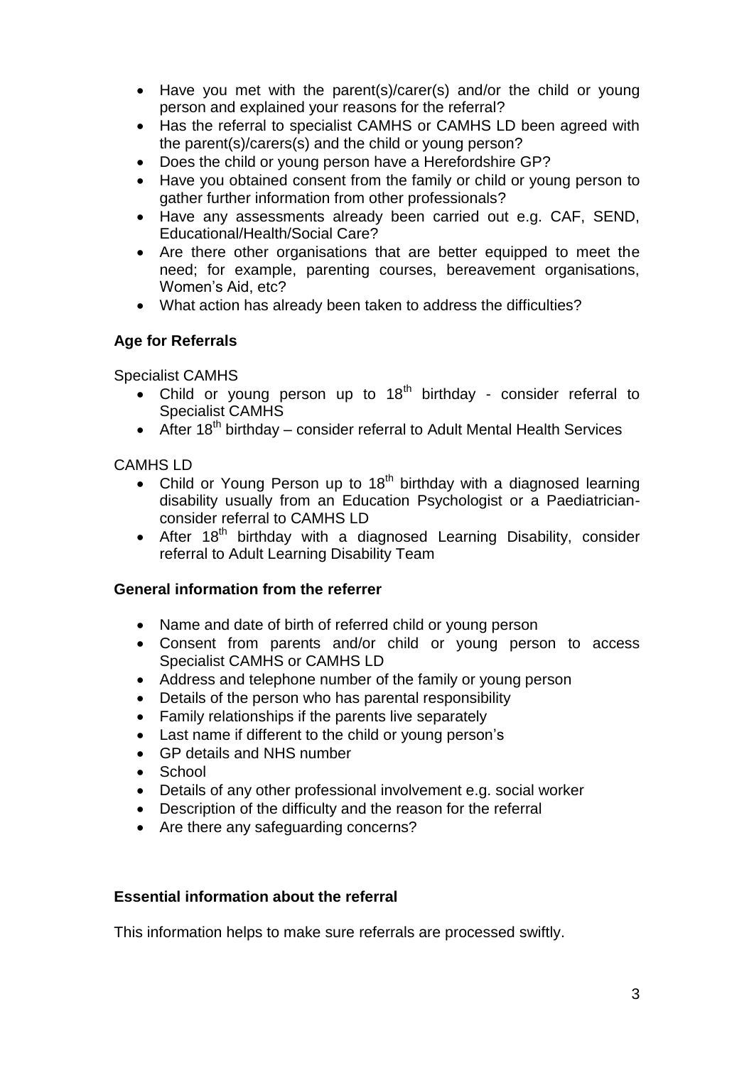- Have you met with the parent(s)/carer(s) and/or the child or young person and explained your reasons for the referral?
- Has the referral to specialist CAMHS or CAMHS LD been agreed with the parent(s)/carers(s) and the child or young person?
- Does the child or young person have a Herefordshire GP?
- Have you obtained consent from the family or child or young person to gather further information from other professionals?
- Have any assessments already been carried out e.g. CAF, SEND, Educational/Health/Social Care?
- Are there other organisations that are better equipped to meet the need; for example, parenting courses, bereavement organisations, Women's Aid, etc?
- What action has already been taken to address the difficulties?

**Age for Referrals**

Specialist CAMHS

- Child or young person up to 18th birthday - consider referral to Specialist CAMHS
- After 18th birthday – consider referral to Adult Mental Health Services

CAMHS LD

- Child or Young Person up to 18th birthday with a diagnosed learning disability usually from an Education Psychologist or a Paediatrician-consider referral to CAMHS LD
- After 18th birthday with a diagnosed Learning Disability, consider referral to Adult Learning Disability Team

**General information from the referrer**

- Name and date of birth of referred child or young person
- Consent from parents and/or child or young person to access Specialist CAMHS or CAMHS LD
- Address and telephone number of the family or young person
- Details of the person who has parental responsibility
- Family relationships if the parents live separately
- Last name if different to the child or young person's
- GP details and NHS number
- School
- Details of any other professional involvement e.g. social worker
- Description of the difficulty and the reason for the referral
- Are there any safeguarding concerns?

**Essential information about the referral**

This information helps to make sure referrals are processed swiftly.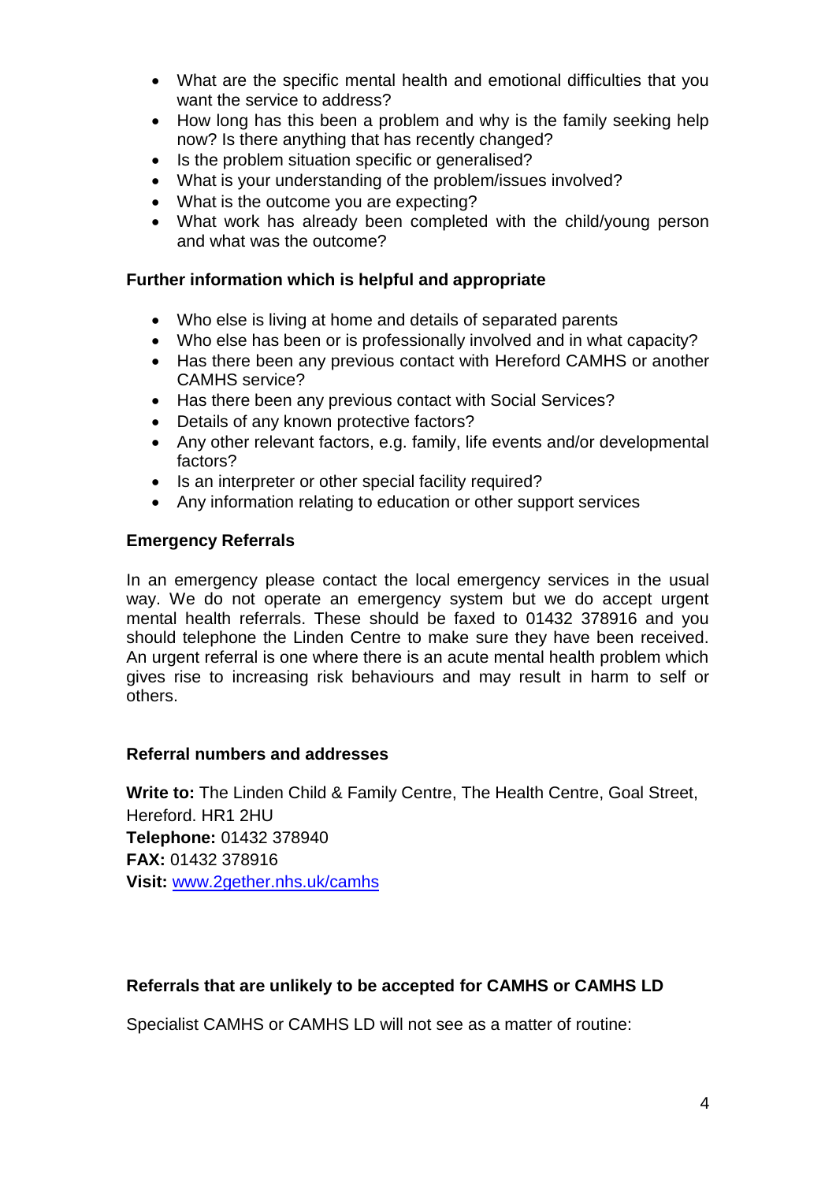- What are the specific mental health and emotional difficulties that you want the service to address?
- How long has this been a problem and why is the family seeking help now? Is there anything that has recently changed?
- Is the problem situation specific or generalised?
- What is your understanding of the problem/issues involved?
- What is the outcome you are expecting?
- What work has already been completed with the child/young person and what was the outcome?

**Further information which is helpful and appropriate**

- Who else is living at home and details of separated parents
- Who else has been or is professionally involved and in what capacity?
- Has there been any previous contact with Hereford CAMHS or another CAMHS service?
- Has there been any previous contact with Social Services?
- Details of any known protective factors?
- Any other relevant factors, e.g. family, life events and/or developmental factors?
- Is an interpreter or other special facility required?
- Any information relating to education or other support services

**Emergency Referrals**

In an emergency please contact the local emergency services in the usual way. We do not operate an emergency system but we do accept urgent mental health referrals. These should be faxed to 01432 378916 and you should telephone the Linden Centre to make sure they have been received. An urgent referral is one where there is an acute mental health problem which gives rise to increasing risk behaviours and may result in harm to self or others.

**Referral numbers and addresses**

**Write to:** The Linden Child & Family Centre, The Health Centre, Goal Street, Hereford. HR1 2HU
**Telephone:** 01432 378940
**FAX:** 01432 378916
**Visit:** [www.2gether.nhs.uk/camhs](http://www.2gether.nhs.uk/camhs)

**Referrals that are unlikely to be accepted for CAMHS or CAMHS LD**

Specialist CAMHS or CAMHS LD will not see as a matter of routine: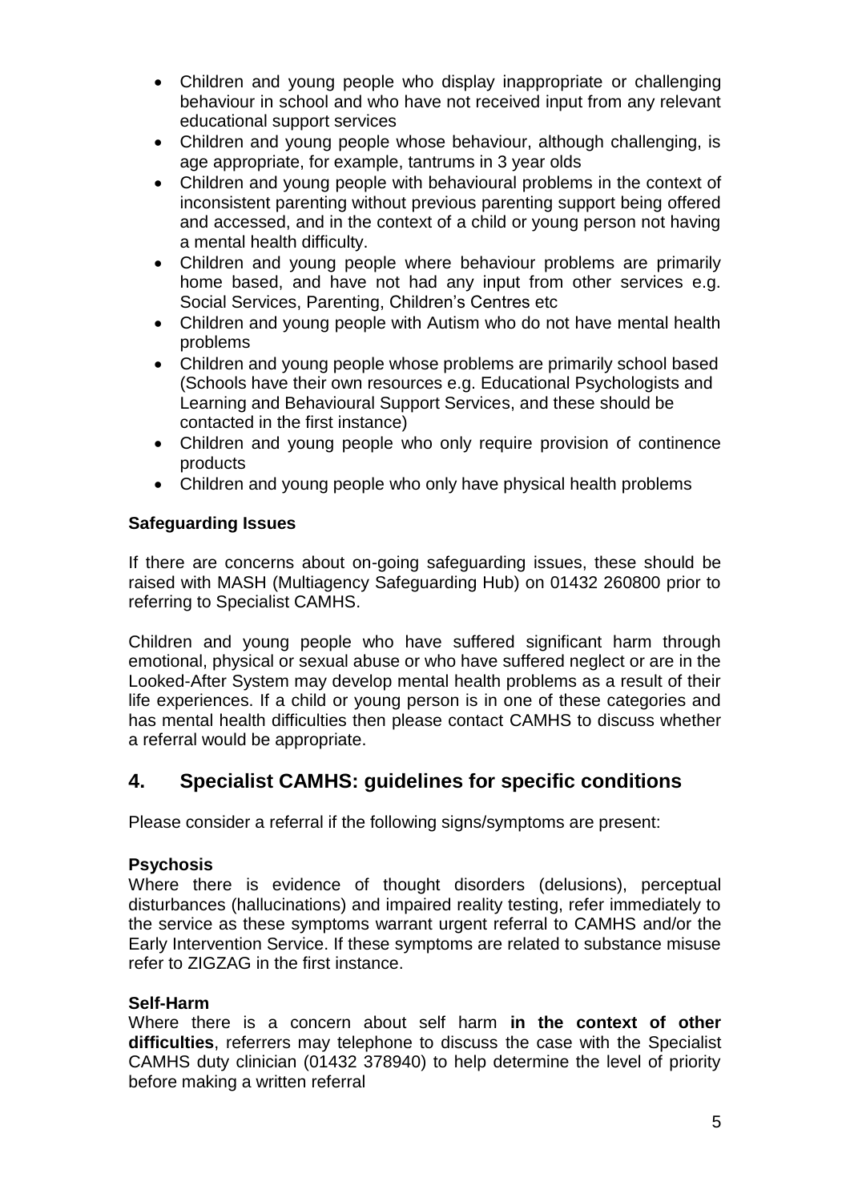- Children and young people who display inappropriate or challenging behaviour in school and who have not received input from any relevant educational support services
- Children and young people whose behaviour, although challenging, is age appropriate, for example, tantrums in 3 year olds
- Children and young people with behavioural problems in the context of inconsistent parenting without previous parenting support being offered and accessed, and in the context of a child or young person not having a mental health difficulty.
- Children and young people where behaviour problems are primarily home based, and have not had any input from other services e.g. Social Services, Parenting, Children's Centres etc
- Children and young people with Autism who do not have mental health problems
- Children and young people whose problems are primarily school based (Schools have their own resources e.g. Educational Psychologists and Learning and Behavioural Support Services, and these should be contacted in the first instance)
- Children and young people who only require provision of continence products
- Children and young people who only have physical health problems

**Safeguarding Issues**

If there are concerns about on-going safeguarding issues, these should be raised with MASH (Multiagency Safeguarding Hub) on 01432 260800 prior to referring to Specialist CAMHS.

Children and young people who have suffered significant harm through emotional, physical or sexual abuse or who have suffered neglect or are in the Looked-After System may develop mental health problems as a result of their life experiences. If a child or young person is in one of these categories and has mental health difficulties then please contact CAMHS to discuss whether a referral would be appropriate.

## 4. Specialist CAMHS: guidelines for specific conditions

Please consider a referral if the following signs/symptoms are present:

**Psychosis**
Where there is evidence of thought disorders (delusions), perceptual disturbances (hallucinations) and impaired reality testing, refer immediately to the service as these symptoms warrant urgent referral to CAMHS and/or the Early Intervention Service. If these symptoms are related to substance misuse refer to ZIGZAG in the first instance.

**Self-Harm**
Where there is a concern about self harm **in the context of other difficulties**, referrers may telephone to discuss the case with the Specialist CAMHS duty clinician (01432 378940) to help determine the level of priority before making a written referral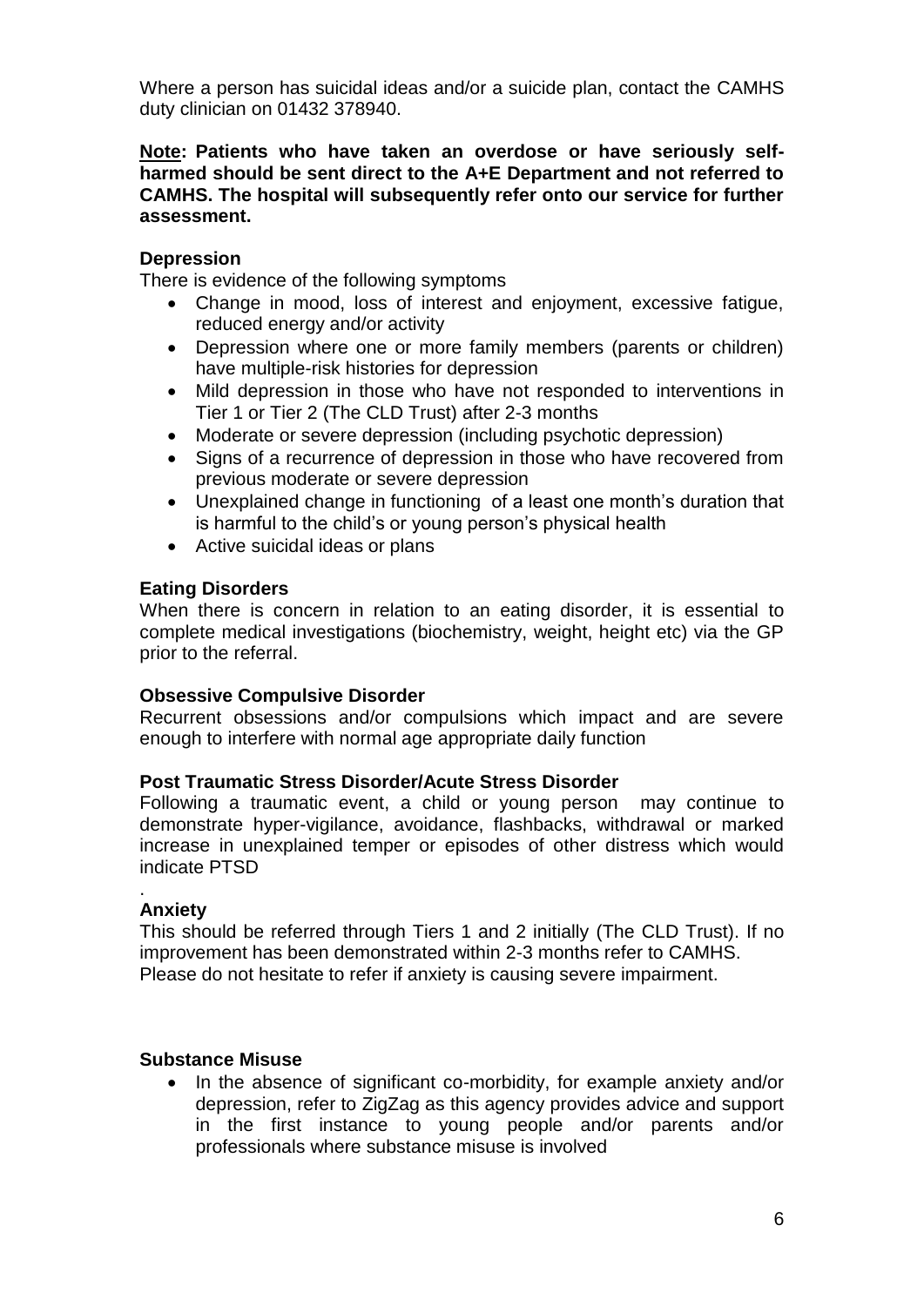Where a person has suicidal ideas and/or a suicide plan, contact the CAMHS duty clinician on 01432 378940.

**<u>Note</u>: Patients who have taken an overdose or have seriously self-harmed should be sent direct to the A+E Department and not referred to CAMHS. The hospital will subsequently refer onto our service for further assessment.**

**Depression**

There is evidence of the following symptoms

- Change in mood, loss of interest and enjoyment, excessive fatigue, reduced energy and/or activity
- Depression where one or more family members (parents or children) have multiple-risk histories for depression
- Mild depression in those who have not responded to interventions in Tier 1 or Tier 2 (The CLD Trust) after 2-3 months
- Moderate or severe depression (including psychotic depression)
- Signs of a recurrence of depression in those who have recovered from previous moderate or severe depression
- Unexplained change in functioning of a least one month's duration that is harmful to the child's or young person's physical health
- Active suicidal ideas or plans

**Eating Disorders**

When there is concern in relation to an eating disorder, it is essential to complete medical investigations (biochemistry, weight, height etc) via the GP prior to the referral.

**Obsessive Compulsive Disorder**

Recurrent obsessions and/or compulsions which impact and are severe enough to interfere with normal age appropriate daily function

**Post Traumatic Stress Disorder/Acute Stress Disorder**

Following a traumatic event, a child or young person may continue to demonstrate hyper-vigilance, avoidance, flashbacks, withdrawal or marked increase in unexplained temper or episodes of other distress which would indicate PTSD

.

**Anxiety**

This should be referred through Tiers 1 and 2 initially (The CLD Trust). If no improvement has been demonstrated within 2-3 months refer to CAMHS. Please do not hesitate to refer if anxiety is causing severe impairment.

**Substance Misuse**

- In the absence of significant co-morbidity, for example anxiety and/or depression, refer to ZigZag as this agency provides advice and support in the first instance to young people and/or parents and/or professionals where substance misuse is involved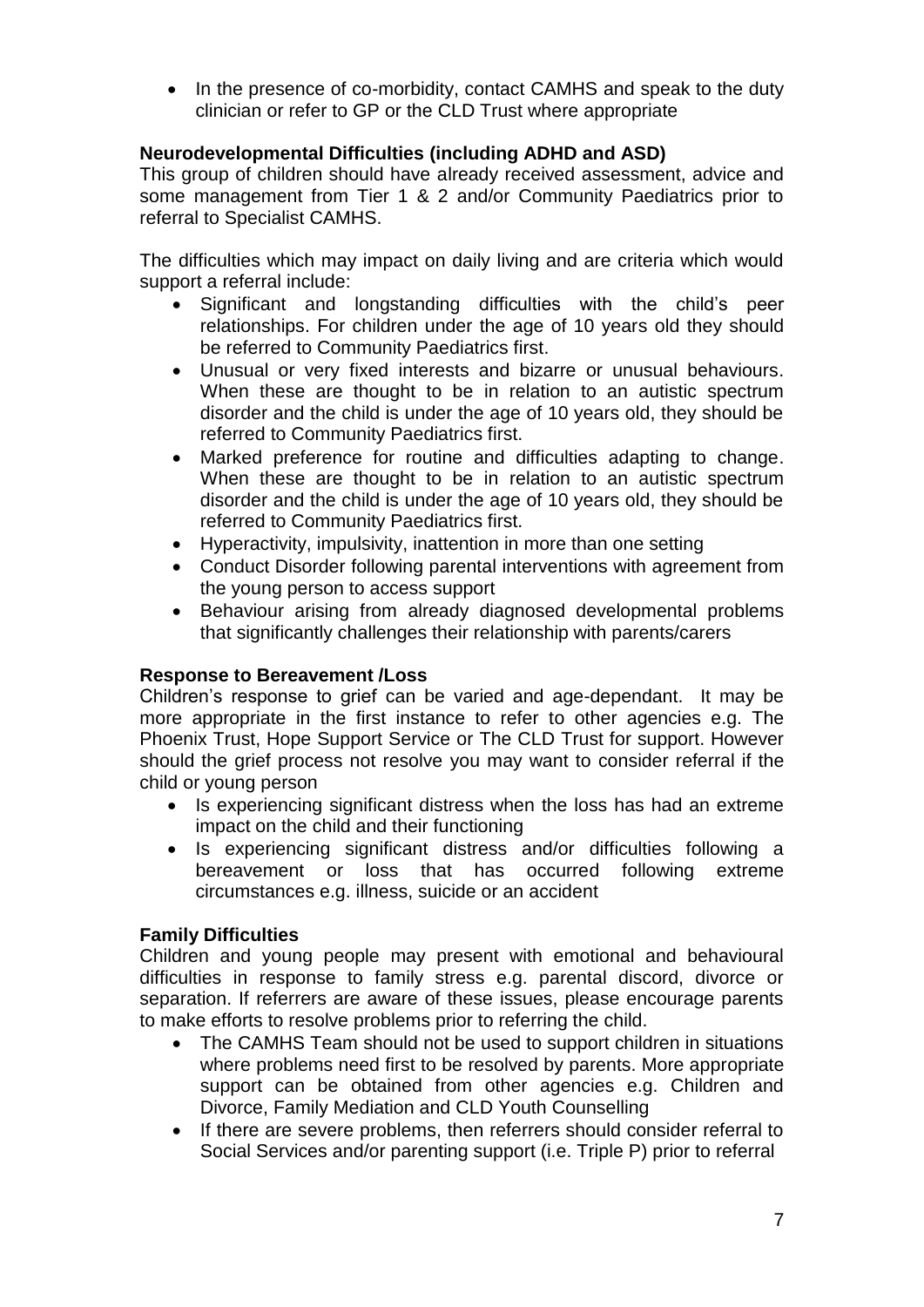- In the presence of co-morbidity, contact CAMHS and speak to the duty clinician or refer to GP or the CLD Trust where appropriate

**Neurodevelopmental Difficulties (including ADHD and ASD)**

This group of children should have already received assessment, advice and some management from Tier 1 & 2 and/or Community Paediatrics prior to referral to Specialist CAMHS.

The difficulties which may impact on daily living and are criteria which would support a referral include:

- Significant and longstanding difficulties with the child's peer relationships. For children under the age of 10 years old they should be referred to Community Paediatrics first.
- Unusual or very fixed interests and bizarre or unusual behaviours. When these are thought to be in relation to an autistic spectrum disorder and the child is under the age of 10 years old, they should be referred to Community Paediatrics first.
- Marked preference for routine and difficulties adapting to change. When these are thought to be in relation to an autistic spectrum disorder and the child is under the age of 10 years old, they should be referred to Community Paediatrics first.
- Hyperactivity, impulsivity, inattention in more than one setting
- Conduct Disorder following parental interventions with agreement from the young person to access support
- Behaviour arising from already diagnosed developmental problems that significantly challenges their relationship with parents/carers

**Response to Bereavement /Loss**

Children's response to grief can be varied and age-dependant. It may be more appropriate in the first instance to refer to other agencies e.g. The Phoenix Trust, Hope Support Service or The CLD Trust for support. However should the grief process not resolve you may want to consider referral if the child or young person

- Is experiencing significant distress when the loss has had an extreme impact on the child and their functioning
- Is experiencing significant distress and/or difficulties following a bereavement or loss that has occurred following extreme circumstances e.g. illness, suicide or an accident

**Family Difficulties**

Children and young people may present with emotional and behavioural difficulties in response to family stress e.g. parental discord, divorce or separation. If referrers are aware of these issues, please encourage parents to make efforts to resolve problems prior to referring the child.

- The CAMHS Team should not be used to support children in situations where problems need first to be resolved by parents. More appropriate support can be obtained from other agencies e.g. Children and Divorce, Family Mediation and CLD Youth Counselling
- If there are severe problems, then referrers should consider referral to Social Services and/or parenting support (i.e. Triple P) prior to referral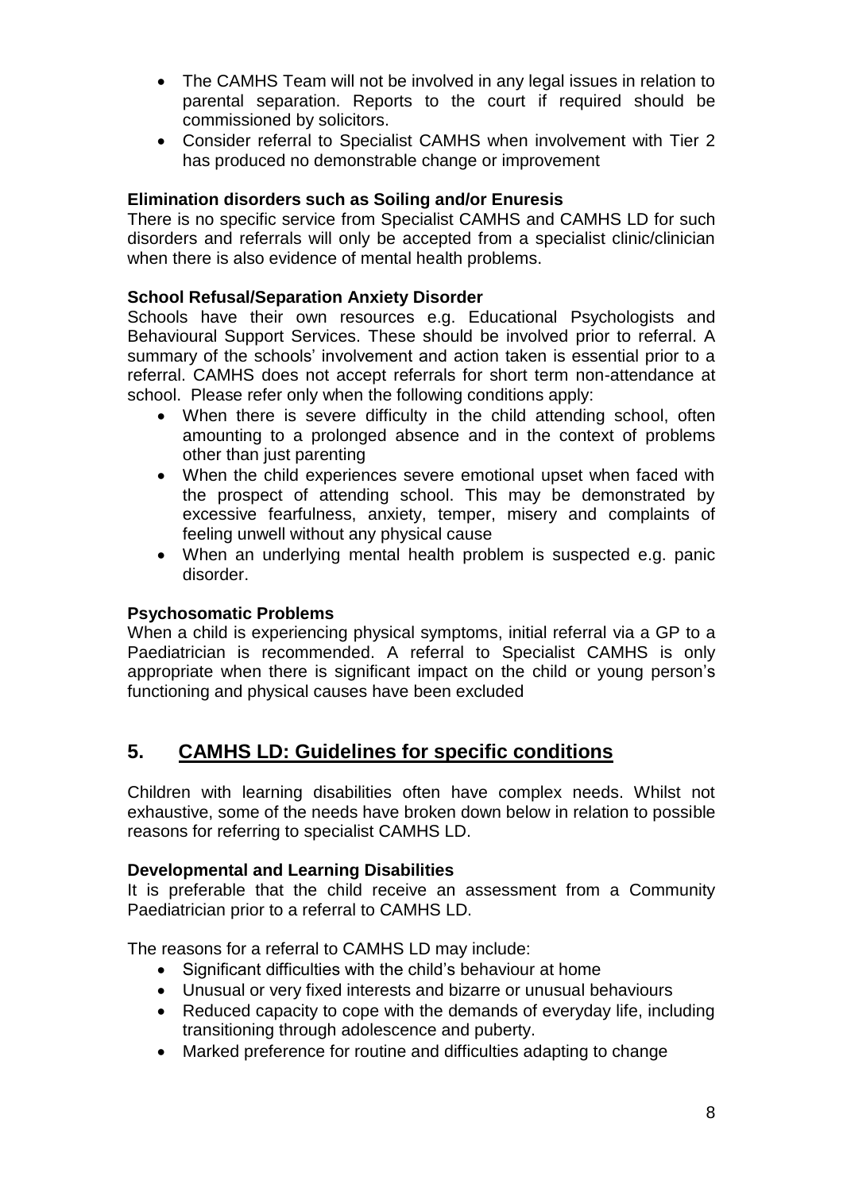- The CAMHS Team will not be involved in any legal issues in relation to parental separation. Reports to the court if required should be commissioned by solicitors.
- Consider referral to Specialist CAMHS when involvement with Tier 2 has produced no demonstrable change or improvement

**Elimination disorders such as Soiling and/or Enuresis**

There is no specific service from Specialist CAMHS and CAMHS LD for such disorders and referrals will only be accepted from a specialist clinic/clinician when there is also evidence of mental health problems.

**School Refusal/Separation Anxiety Disorder**

Schools have their own resources e.g. Educational Psychologists and Behavioural Support Services. These should be involved prior to referral. A summary of the schools' involvement and action taken is essential prior to a referral. CAMHS does not accept referrals for short term non-attendance at school. Please refer only when the following conditions apply:

- When there is severe difficulty in the child attending school, often amounting to a prolonged absence and in the context of problems other than just parenting
- When the child experiences severe emotional upset when faced with the prospect of attending school. This may be demonstrated by excessive fearfulness, anxiety, temper, misery and complaints of feeling unwell without any physical cause
- When an underlying mental health problem is suspected e.g. panic disorder.

**Psychosomatic Problems**

When a child is experiencing physical symptoms, initial referral via a GP to a Paediatrician is recommended. A referral to Specialist CAMHS is only appropriate when there is significant impact on the child or young person's functioning and physical causes have been excluded

## 5. CAMHS LD: Guidelines for specific conditions

Children with learning disabilities often have complex needs. Whilst not exhaustive, some of the needs have broken down below in relation to possible reasons for referring to specialist CAMHS LD.

**Developmental and Learning Disabilities**

It is preferable that the child receive an assessment from a Community Paediatrician prior to a referral to CAMHS LD.

The reasons for a referral to CAMHS LD may include:

- Significant difficulties with the child's behaviour at home
- Unusual or very fixed interests and bizarre or unusual behaviours
- Reduced capacity to cope with the demands of everyday life, including transitioning through adolescence and puberty.
- Marked preference for routine and difficulties adapting to change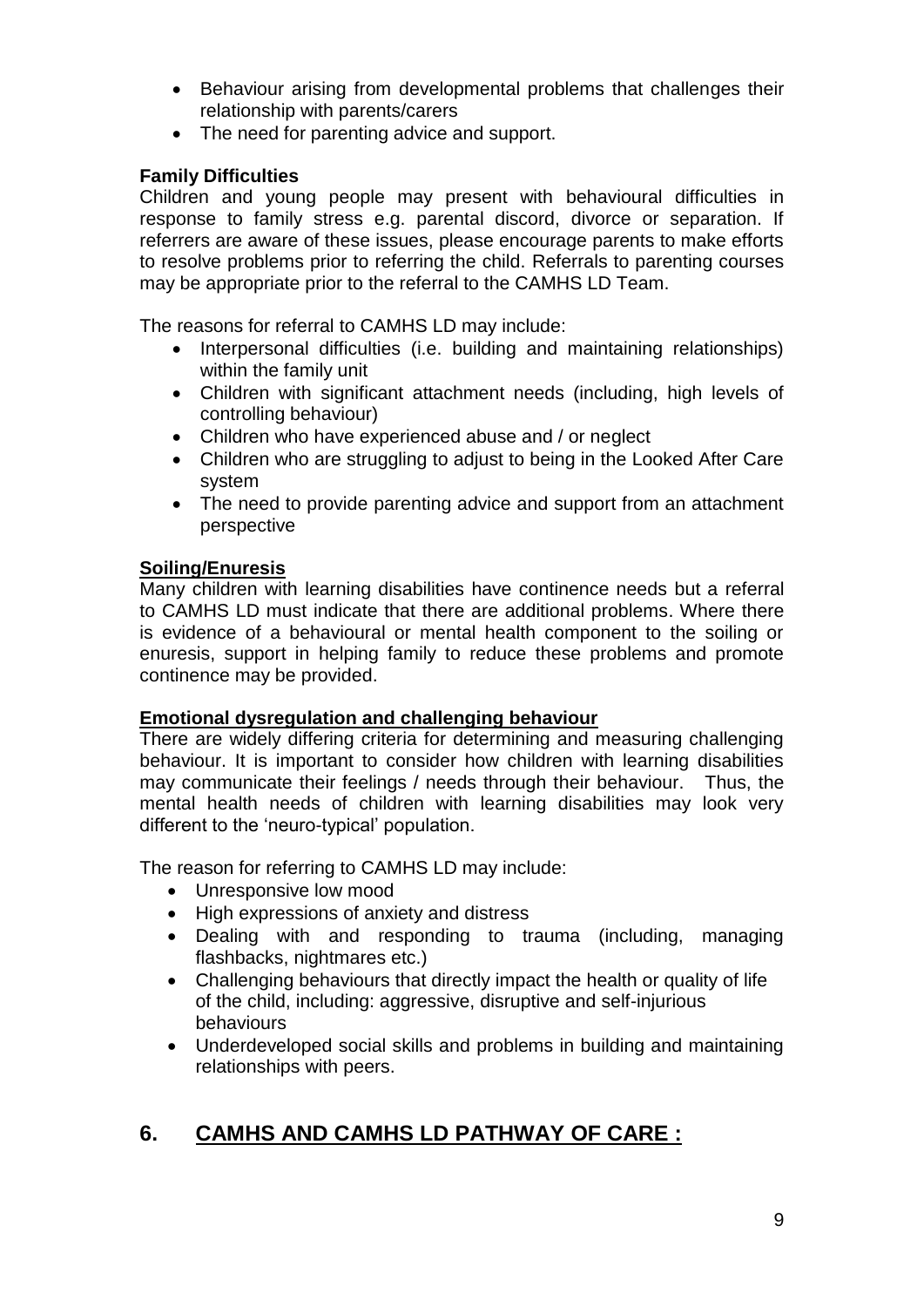- Behaviour arising from developmental problems that challenges their relationship with parents/carers
- The need for parenting advice and support.

**Family Difficulties**

Children and young people may present with behavioural difficulties in response to family stress e.g. parental discord, divorce or separation. If referrers are aware of these issues, please encourage parents to make efforts to resolve problems prior to referring the child. Referrals to parenting courses may be appropriate prior to the referral to the CAMHS LD Team.

The reasons for referral to CAMHS LD may include:

- Interpersonal difficulties (i.e. building and maintaining relationships) within the family unit
- Children with significant attachment needs (including, high levels of controlling behaviour)
- Children who have experienced abuse and / or neglect
- Children who are struggling to adjust to being in the Looked After Care system
- The need to provide parenting advice and support from an attachment perspective

**Soiling/Enuresis**

Many children with learning disabilities have continence needs but a referral to CAMHS LD must indicate that there are additional problems. Where there is evidence of a behavioural or mental health component to the soiling or enuresis, support in helping family to reduce these problems and promote continence may be provided.

**Emotional dysregulation and challenging behaviour**

There are widely differing criteria for determining and measuring challenging behaviour. It is important to consider how children with learning disabilities may communicate their feelings / needs through their behaviour. Thus, the mental health needs of children with learning disabilities may look very different to the 'neuro-typical' population.

The reason for referring to CAMHS LD may include:

- Unresponsive low mood
- High expressions of anxiety and distress
- Dealing with and responding to trauma (including, managing flashbacks, nightmares etc.)
- Challenging behaviours that directly impact the health or quality of life of the child, including: aggressive, disruptive and self-injurious behaviours
- Underdeveloped social skills and problems in building and maintaining relationships with peers.

## 6. CAMHS AND CAMHS LD PATHWAY OF CARE :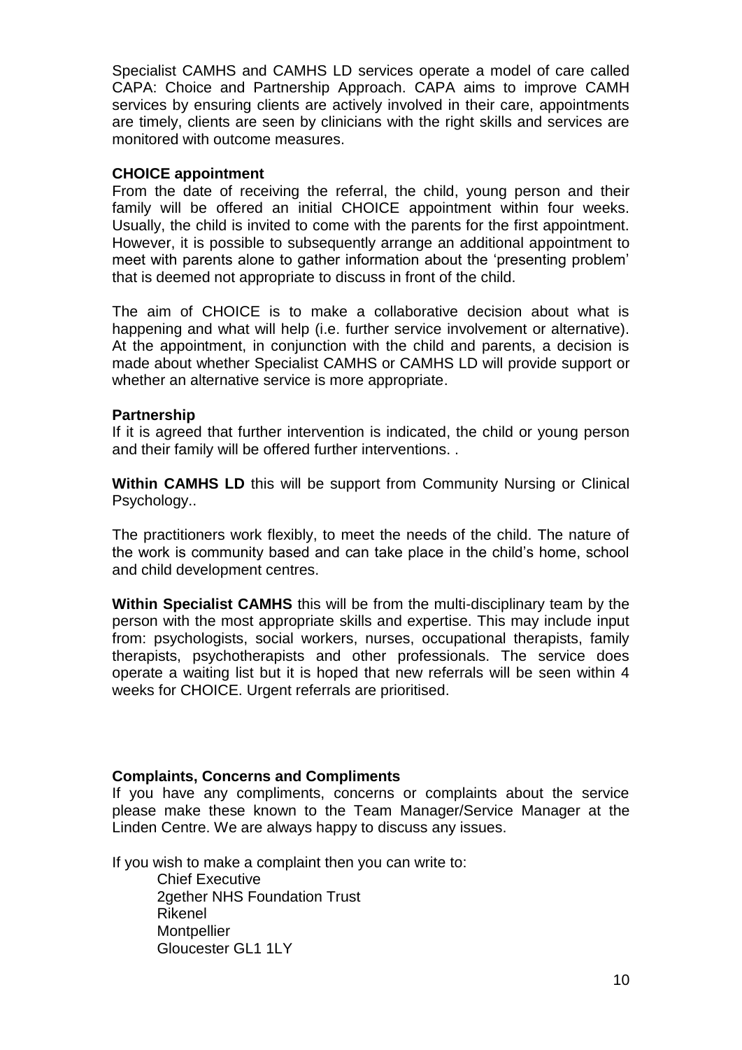Specialist CAMHS and CAMHS LD services operate a model of care called CAPA: Choice and Partnership Approach. CAPA aims to improve CAMH services by ensuring clients are actively involved in their care, appointments are timely, clients are seen by clinicians with the right skills and services are monitored with outcome measures.

**CHOICE appointment**

From the date of receiving the referral, the child, young person and their family will be offered an initial CHOICE appointment within four weeks. Usually, the child is invited to come with the parents for the first appointment. However, it is possible to subsequently arrange an additional appointment to meet with parents alone to gather information about the 'presenting problem' that is deemed not appropriate to discuss in front of the child.

The aim of CHOICE is to make a collaborative decision about what is happening and what will help (i.e. further service involvement or alternative). At the appointment, in conjunction with the child and parents, a decision is made about whether Specialist CAMHS or CAMHS LD will provide support or whether an alternative service is more appropriate.

**Partnership**

If it is agreed that further intervention is indicated, the child or young person and their family will be offered further interventions. .

**Within CAMHS LD** this will be support from Community Nursing or Clinical Psychology..

The practitioners work flexibly, to meet the needs of the child. The nature of the work is community based and can take place in the child's home, school and child development centres.

**Within Specialist CAMHS** this will be from the multi-disciplinary team by the person with the most appropriate skills and expertise. This may include input from: psychologists, social workers, nurses, occupational therapists, family therapists, psychotherapists and other professionals. The service does operate a waiting list but it is hoped that new referrals will be seen within 4 weeks for CHOICE. Urgent referrals are prioritised.

**Complaints, Concerns and Compliments**

If you have any compliments, concerns or complaints about the service please make these known to the Team Manager/Service Manager at the Linden Centre. We are always happy to discuss any issues.

If you wish to make a complaint then you can write to:

Chief Executive
2gether NHS Foundation Trust
Rikenel
Montpellier
Gloucester GL1 1LY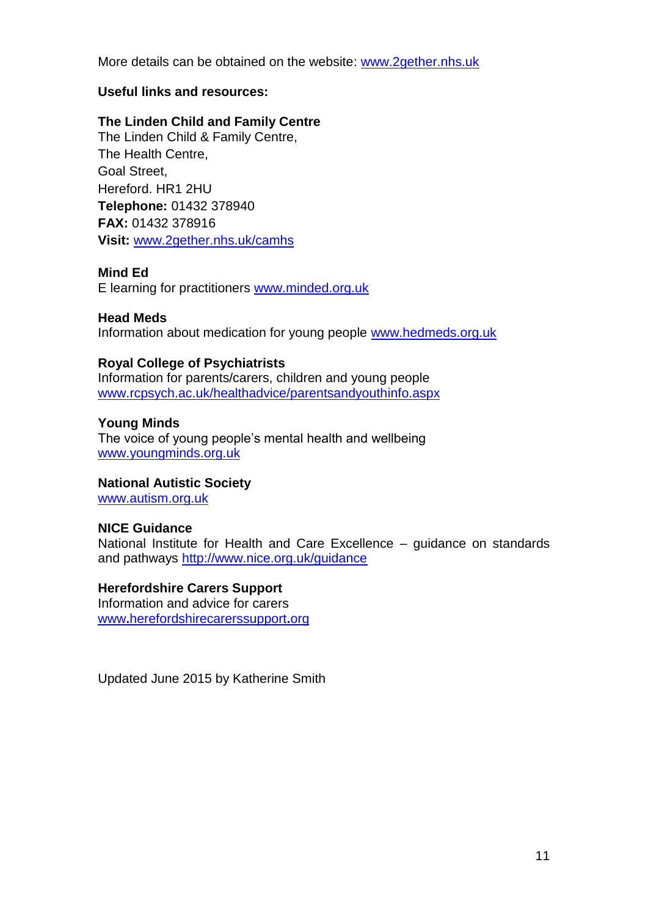More details can be obtained on the website: www.2gether.nhs.uk

**Useful links and resources:**

**The Linden Child and Family Centre**
The Linden Child & Family Centre,
The Health Centre,
Goal Street,
Hereford. HR1 2HU
**Telephone:** 01432 378940
**FAX:** 01432 378916
**Visit:** www.2gether.nhs.uk/camhs

**Mind Ed**
E learning for practitioners www.minded.org.uk

**Head Meds**
Information about medication for young people www.hedmeds.org.uk

**Royal College of Psychiatrists**
Information for parents/carers, children and young people
www.rcpsych.ac.uk/healthadvice/parentsandyouthinfo.aspx

**Young Minds**
The voice of young people's mental health and wellbeing
www.youngminds.org.uk

**National Autistic Society**
www.autism.org.uk

**NICE Guidance**
National Institute for Health and Care Excellence – guidance on standards and pathways http://www.nice.org.uk/guidance

**Herefordshire Carers Support**
Information and advice for carers
www.herefordshirecarerssupport.org

Updated June 2015 by Katherine Smith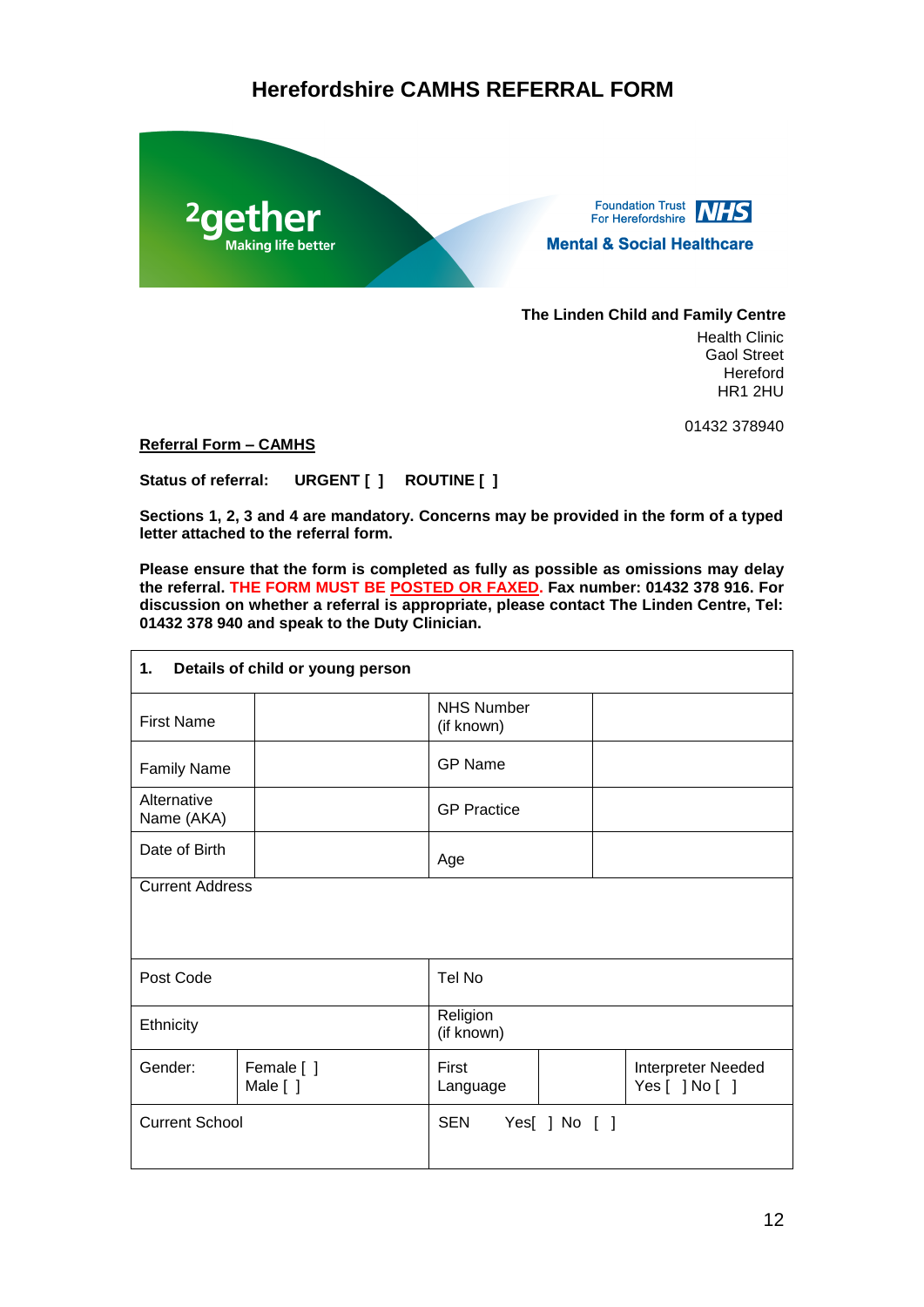# Herefordshire CAMHS REFERRAL FORM

²gether
Making life better

Foundation Trust For Herefordshire NHS
Mental & Social Healthcare

**The Linden Child and Family Centre**
Health Clinic
Gaol Street
Hereford
HR1 2HU

01432 378940

**Referral Form – CAMHS**

**Status of referral: URGENT [ ] ROUTINE [ ]**

**Sections 1, 2, 3 and 4 are mandatory. Concerns may be provided in the form of a typed letter attached to the referral form.**

**Please ensure that the form is completed as fully as possible as omissions may delay the referral. THE FORM MUST BE POSTED OR FAXED. Fax number: 01432 378 916. For discussion on whether a referral is appropriate, please contact The Linden Centre, Tel: 01432 378 940 and speak to the Duty Clinician.**

| **1. Details of child or young person** | | | | |
|---|---|---|---|---|
| First Name | | NHS Number (if known) | | |
| Family Name | | GP Name | | |
| Alternative Name (AKA) | | GP Practice | | |
| Date of Birth | | Age | | |
| Current Address | | | | |
| Post Code | | Tel No | | |
| Ethnicity | | Religion (if known) | | |
| Gender: | Female [ ] Male [ ] | First Language | | Interpreter Needed Yes [ ] No [ ] |
| Current School | | SEN Yes[ ] No [ ] | | |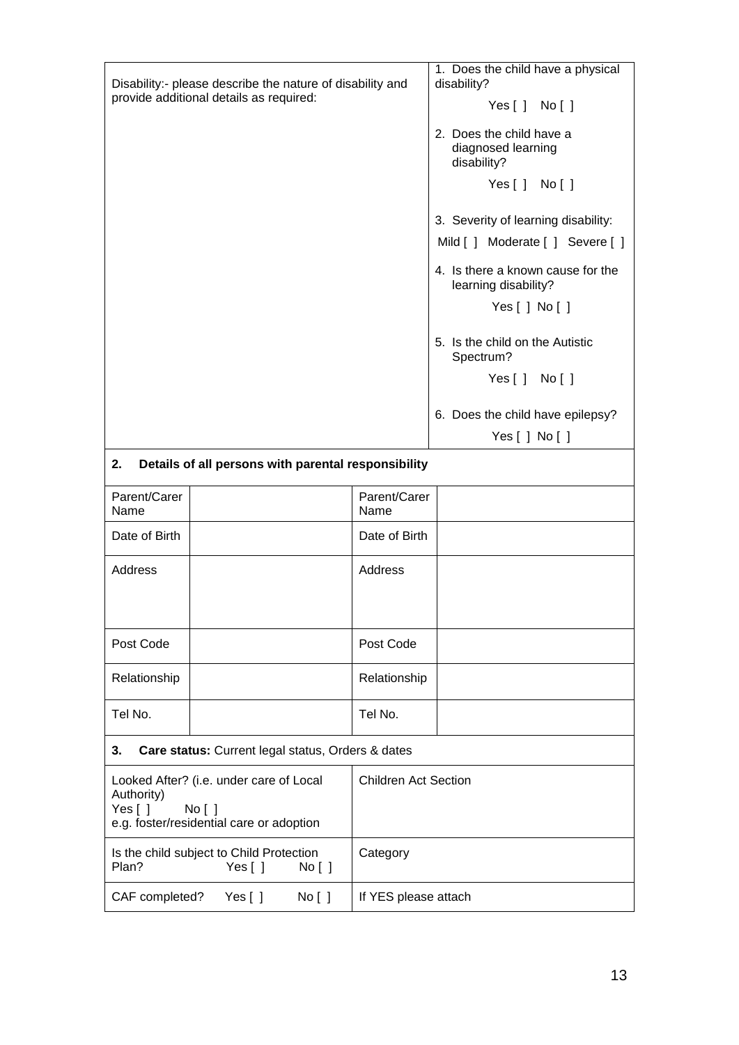| Disability:- please describe the nature of disability and provide additional details as required: | 1. Does the child have a physical disability?<br>Yes [ ] No [ ]<br>2. Does the child have a diagnosed learning disability?<br>Yes [ ] No [ ]<br>3. Severity of learning disability:<br>Mild [ ] Moderate [ ] Severe [ ]<br>4. Is there a known cause for the learning disability?<br>Yes [ ] No [ ]<br>5. Is the child on the Autistic Spectrum?<br>Yes [ ] No [ ]<br>6. Does the child have epilepsy?<br>Yes [ ] No [ ] |
|---|---|

## 2. Details of all persons with parental responsibility

| Parent/Carer Name | | Parent/Carer Name | |
|---|---|---|---|
| Date of Birth | | Date of Birth | |
| Address | | Address | |
| Post Code | | Post Code | |
| Relationship | | Relationship | |
| Tel No. | | Tel No. | |

## 3. **Care status:** Current legal status, Orders & dates

| Looked After? (i.e. under care of Local Authority)<br>Yes [ ] No [ ]<br>e.g. foster/residential care or adoption | Children Act Section |
|---|---|
| Is the child subject to Child Protection Plan? Yes [ ] No [ ] | Category |
| CAF completed? Yes [ ] No [ ] | If YES please attach |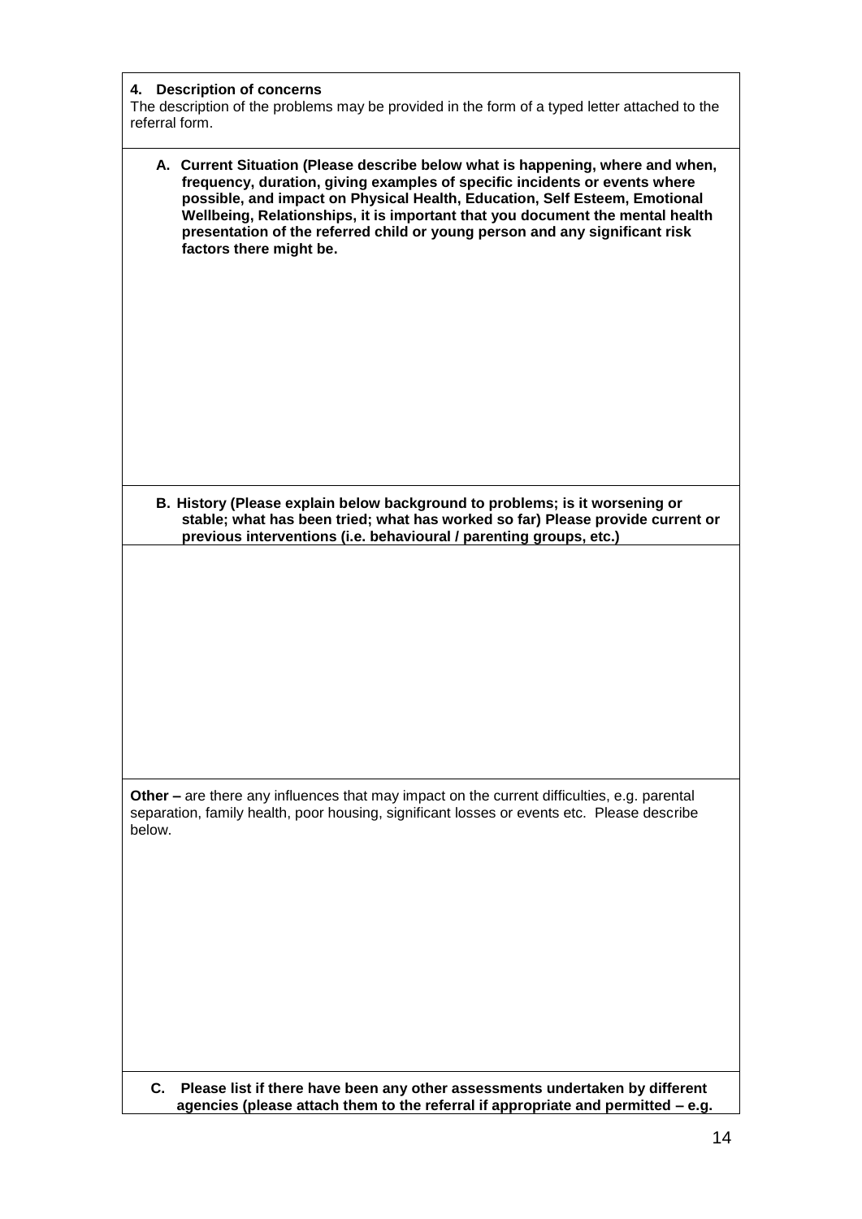**4. Description of concerns**

The description of the problems may be provided in the form of a typed letter attached to the referral form.

**A. Current Situation (Please describe below what is happening, where and when, frequency, duration, giving examples of specific incidents or events where possible, and impact on Physical Health, Education, Self Esteem, Emotional Wellbeing, Relationships, it is important that you document the mental health presentation of the referred child or young person and any significant risk factors there might be.**

**B. History (Please explain below background to problems; is it worsening or stable; what has been tried; what has worked so far) Please provide current or previous interventions (i.e. behavioural / parenting groups, etc.)**

**Other –** are there any influences that may impact on the current difficulties, e.g. parental separation, family health, poor housing, significant losses or events etc. Please describe below.

**C. Please list if there have been any other assessments undertaken by different agencies (please attach them to the referral if appropriate and permitted – e.g.**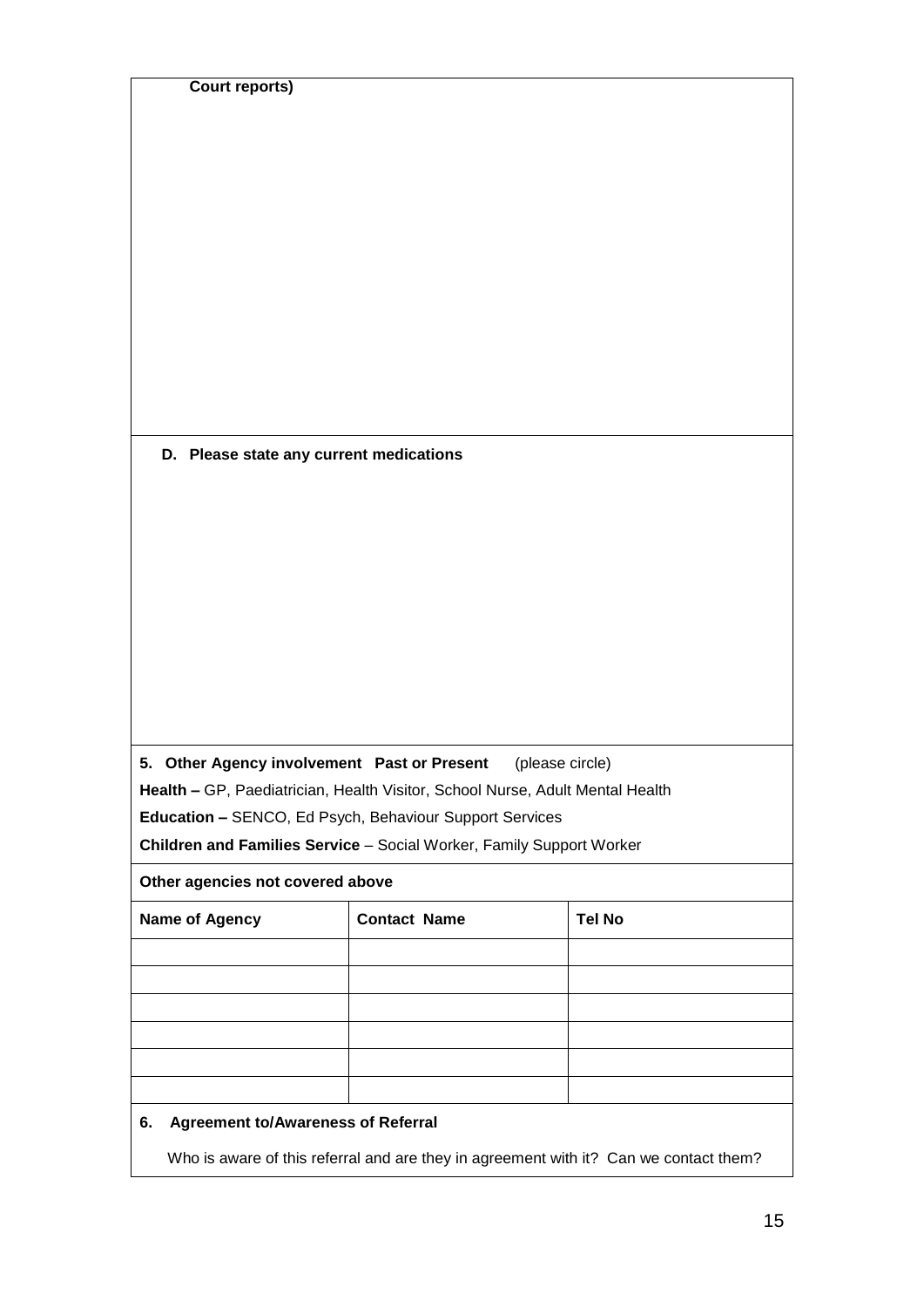**Court reports)**

**D. Please state any current medications**

**5. Other Agency involvement Past or Present** (please circle)

**Health –** GP, Paediatrician, Health Visitor, School Nurse, Adult Mental Health

**Education –** SENCO, Ed Psych, Behaviour Support Services

**Children and Families Service** – Social Worker, Family Support Worker

**Other agencies not covered above**

| Name of Agency | Contact Name | Tel No |
|---|---|---|
| | | |
| | | |
| | | |
| | | |
| | | |
| | | |

**6. Agreement to/Awareness of Referral**

Who is aware of this referral and are they in agreement with it? Can we contact them?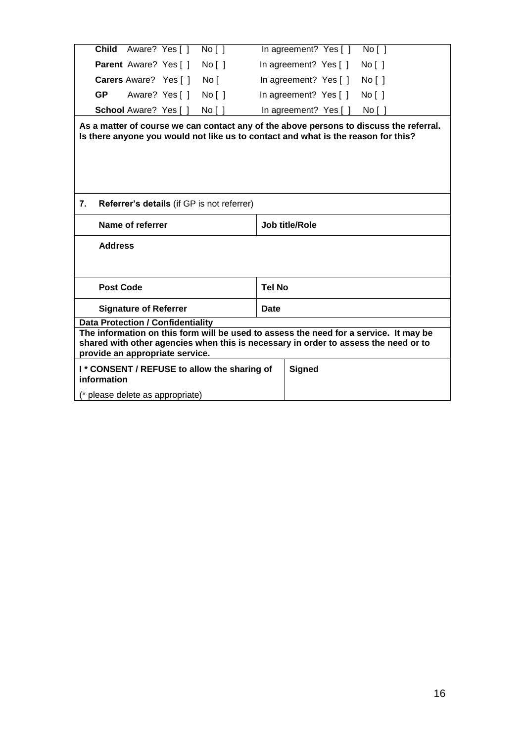| | |
|---|---|
| **Child** Aware? Yes [ ] No [ ] | In agreement? Yes [ ] No [ ] |
| **Parent** Aware? Yes [ ] No [ ] | In agreement? Yes [ ] No [ ] |
| **Carers** Aware? Yes [ ] No [ | In agreement? Yes [ ] No [ ] |
| **GP** Aware? Yes [ ] No [ ] | In agreement? Yes [ ] No [ ] |
| **School** Aware? Yes [ ] No [ ] | In agreement? Yes [ ] No [ ] |

**As a matter of course we can contact any of the above persons to discuss the referral. Is there anyone you would not like us to contact and what is the reason for this?**

**7. Referrer's details** (if GP is not referrer)

| | |
|---|---|
| **Name of referrer** | **Job title/Role** |
| **Address** | |
| **Post Code** | **Tel No** |
| **Signature of Referrer** | **Date** |

**Data Protection / Confidentiality**

**The information on this form will be used to assess the need for a service. It may be shared with other agencies when this is necessary in order to assess the need or to provide an appropriate service.**

| | |
|---|---|
| **I * CONSENT / REFUSE to allow the sharing of information**<br>(* please delete as appropriate) | **Signed** |